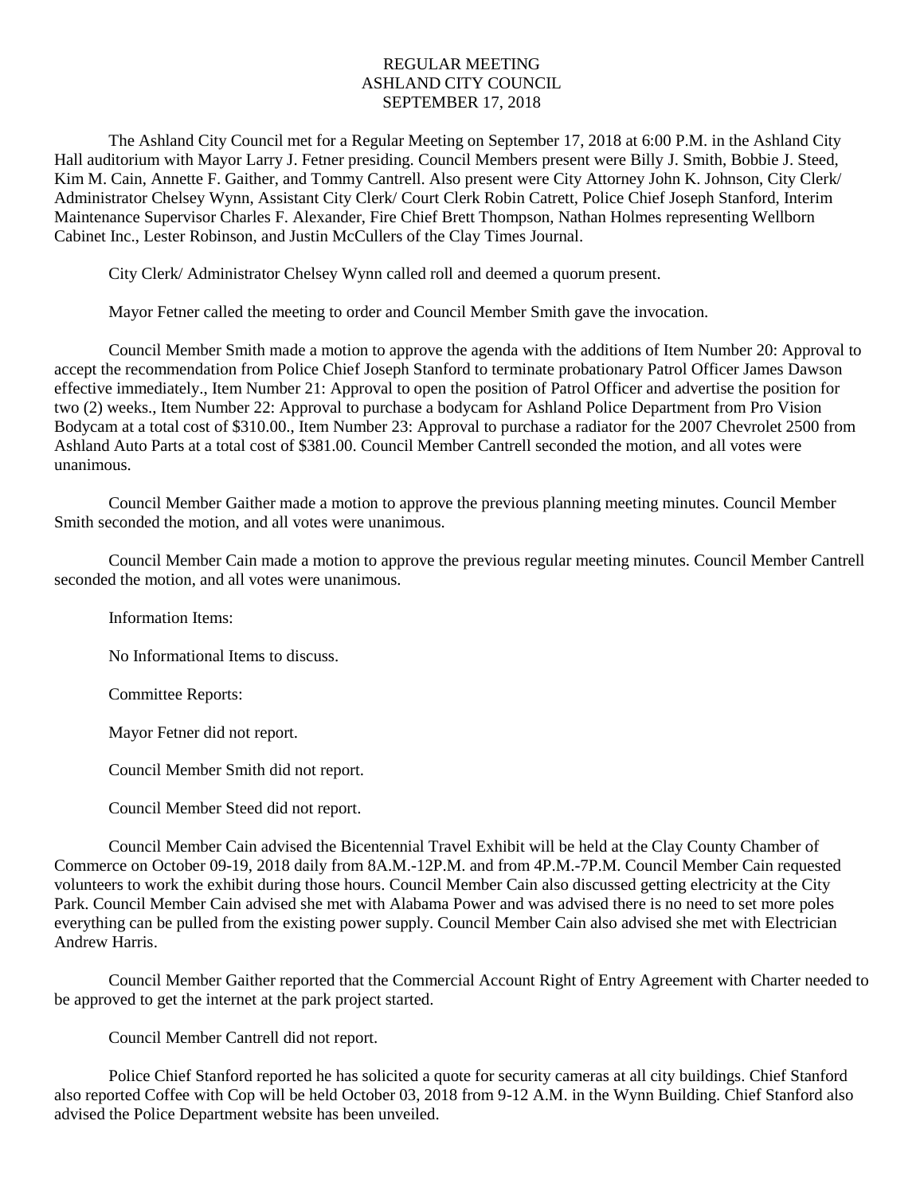# REGULAR MEETING
# ASHLAND CITY COUNCIL
# SEPTEMBER 17, 2018

The Ashland City Council met for a Regular Meeting on September 17, 2018 at 6:00 P.M. in the Ashland City Hall auditorium with Mayor Larry J. Fetner presiding. Council Members present were Billy J. Smith, Bobbie J. Steed, Kim M. Cain, Annette F. Gaither, and Tommy Cantrell. Also present were City Attorney John K. Johnson, City Clerk/ Administrator Chelsey Wynn, Assistant City Clerk/ Court Clerk Robin Catrett, Police Chief Joseph Stanford, Interim Maintenance Supervisor Charles F. Alexander, Fire Chief Brett Thompson, Nathan Holmes representing Wellborn Cabinet Inc., Lester Robinson, and Justin McCullers of the Clay Times Journal.

City Clerk/ Administrator Chelsey Wynn called roll and deemed a quorum present.

Mayor Fetner called the meeting to order and Council Member Smith gave the invocation.

Council Member Smith made a motion to approve the agenda with the additions of Item Number 20: Approval to accept the recommendation from Police Chief Joseph Stanford to terminate probationary Patrol Officer James Dawson effective immediately., Item Number 21: Approval to open the position of Patrol Officer and advertise the position for two (2) weeks., Item Number 22: Approval to purchase a bodycam for Ashland Police Department from Pro Vision Bodycam at a total cost of $310.00., Item Number 23: Approval to purchase a radiator for the 2007 Chevrolet 2500 from Ashland Auto Parts at a total cost of $381.00. Council Member Cantrell seconded the motion, and all votes were unanimous.

Council Member Gaither made a motion to approve the previous planning meeting minutes. Council Member Smith seconded the motion, and all votes were unanimous.

Council Member Cain made a motion to approve the previous regular meeting minutes. Council Member Cantrell seconded the motion, and all votes were unanimous.

Information Items:

No Informational Items to discuss.

Committee Reports:

Mayor Fetner did not report.

Council Member Smith did not report.

Council Member Steed did not report.

Council Member Cain advised the Bicentennial Travel Exhibit will be held at the Clay County Chamber of Commerce on October 09-19, 2018 daily from 8A.M.-12P.M. and from 4P.M.-7P.M. Council Member Cain requested volunteers to work the exhibit during those hours. Council Member Cain also discussed getting electricity at the City Park. Council Member Cain advised she met with Alabama Power and was advised there is no need to set more poles everything can be pulled from the existing power supply. Council Member Cain also advised she met with Electrician Andrew Harris.

Council Member Gaither reported that the Commercial Account Right of Entry Agreement with Charter needed to be approved to get the internet at the park project started.

Council Member Cantrell did not report.

Police Chief Stanford reported he has solicited a quote for security cameras at all city buildings. Chief Stanford also reported Coffee with Cop will be held October 03, 2018 from 9-12 A.M. in the Wynn Building. Chief Stanford also advised the Police Department website has been unveiled.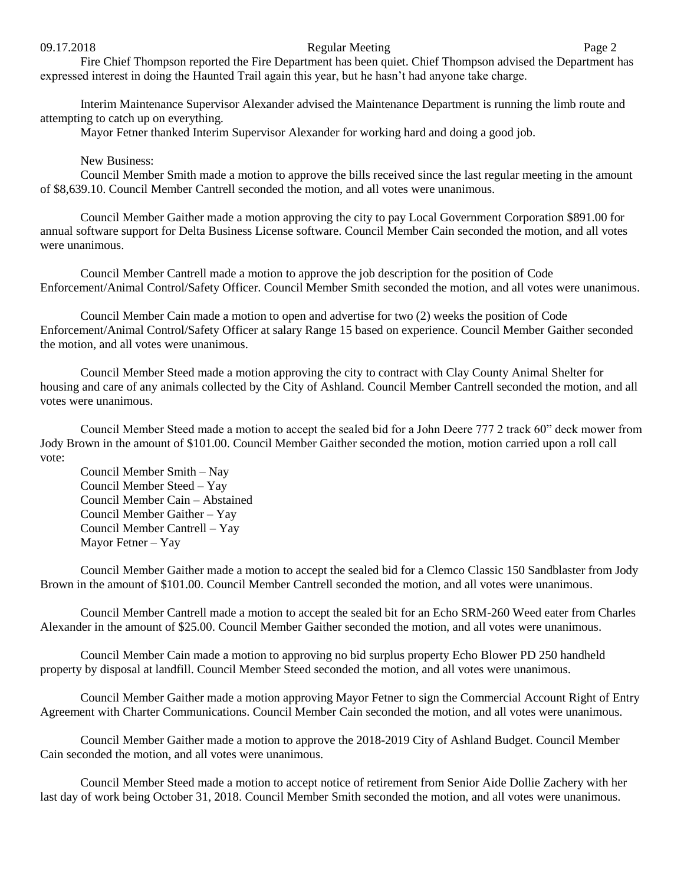Fire Chief Thompson reported the Fire Department has been quiet. Chief Thompson advised the Department has expressed interest in doing the Haunted Trail again this year, but he hasn't had anyone take charge.

Interim Maintenance Supervisor Alexander advised the Maintenance Department is running the limb route and attempting to catch up on everything.

Mayor Fetner thanked Interim Supervisor Alexander for working hard and doing a good job.

New Business:

Council Member Smith made a motion to approve the bills received since the last regular meeting in the amount of $8,639.10. Council Member Cantrell seconded the motion, and all votes were unanimous.

Council Member Gaither made a motion approving the city to pay Local Government Corporation $891.00 for annual software support for Delta Business License software. Council Member Cain seconded the motion, and all votes were unanimous.

Council Member Cantrell made a motion to approve the job description for the position of Code Enforcement/Animal Control/Safety Officer. Council Member Smith seconded the motion, and all votes were unanimous.

Council Member Cain made a motion to open and advertise for two (2) weeks the position of Code Enforcement/Animal Control/Safety Officer at salary Range 15 based on experience. Council Member Gaither seconded the motion, and all votes were unanimous.

Council Member Steed made a motion approving the city to contract with Clay County Animal Shelter for housing and care of any animals collected by the City of Ashland. Council Member Cantrell seconded the motion, and all votes were unanimous.

Council Member Steed made a motion to accept the sealed bid for a John Deere 777 2 track 60" deck mower from Jody Brown in the amount of $101.00. Council Member Gaither seconded the motion, motion carried upon a roll call vote:

Council Member Smith – Nay
Council Member Steed – Yay
Council Member Cain – Abstained
Council Member Gaither – Yay
Council Member Cantrell – Yay
Mayor Fetner – Yay

Council Member Gaither made a motion to accept the sealed bid for a Clemco Classic 150 Sandblaster from Jody Brown in the amount of $101.00. Council Member Cantrell seconded the motion, and all votes were unanimous.

Council Member Cantrell made a motion to accept the sealed bit for an Echo SRM-260 Weed eater from Charles Alexander in the amount of $25.00. Council Member Gaither seconded the motion, and all votes were unanimous.

Council Member Cain made a motion to approving no bid surplus property Echo Blower PD 250 handheld property by disposal at landfill. Council Member Steed seconded the motion, and all votes were unanimous.

Council Member Gaither made a motion approving Mayor Fetner to sign the Commercial Account Right of Entry Agreement with Charter Communications. Council Member Cain seconded the motion, and all votes were unanimous.

Council Member Gaither made a motion to approve the 2018-2019 City of Ashland Budget. Council Member Cain seconded the motion, and all votes were unanimous.

Council Member Steed made a motion to accept notice of retirement from Senior Aide Dollie Zachery with her last day of work being October 31, 2018. Council Member Smith seconded the motion, and all votes were unanimous.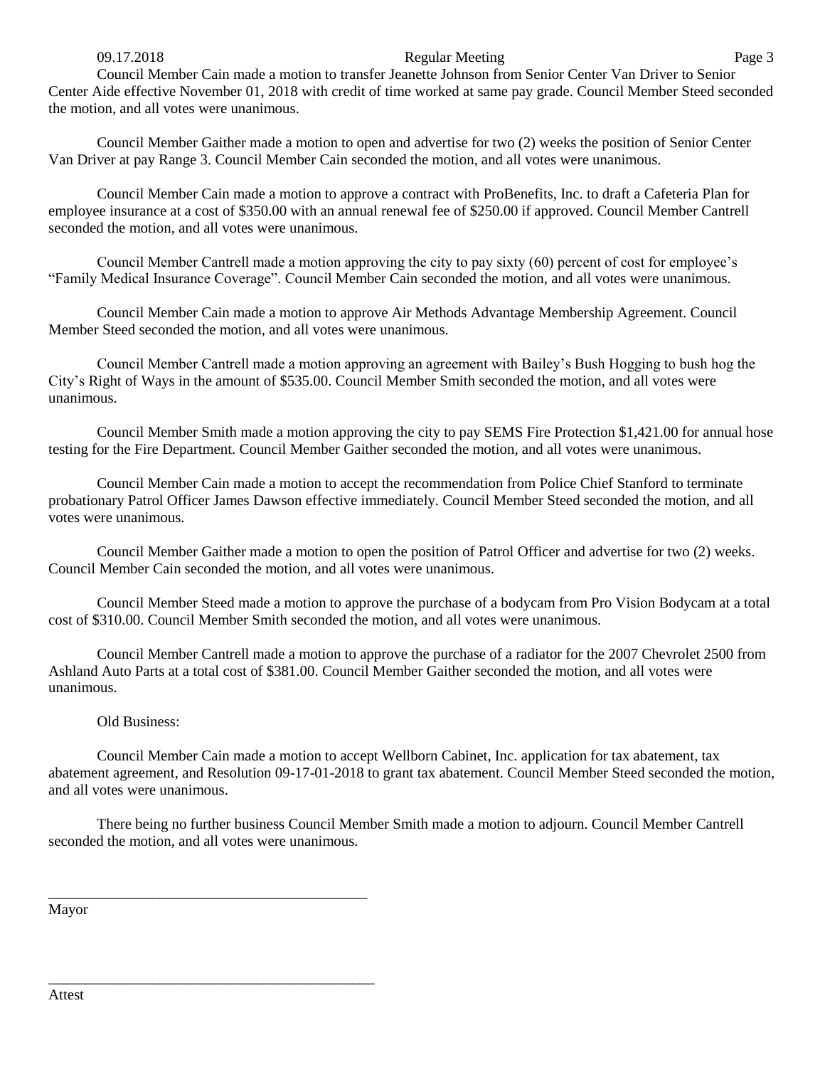Council Member Cain made a motion to transfer Jeanette Johnson from Senior Center Van Driver to Senior Center Aide effective November 01, 2018 with credit of time worked at same pay grade. Council Member Steed seconded the motion, and all votes were unanimous.

Council Member Gaither made a motion to open and advertise for two (2) weeks the position of Senior Center Van Driver at pay Range 3. Council Member Cain seconded the motion, and all votes were unanimous.

Council Member Cain made a motion to approve a contract with ProBenefits, Inc. to draft a Cafeteria Plan for employee insurance at a cost of $350.00 with an annual renewal fee of $250.00 if approved. Council Member Cantrell seconded the motion, and all votes were unanimous.

Council Member Cantrell made a motion approving the city to pay sixty (60) percent of cost for employee's "Family Medical Insurance Coverage". Council Member Cain seconded the motion, and all votes were unanimous.

Council Member Cain made a motion to approve Air Methods Advantage Membership Agreement. Council Member Steed seconded the motion, and all votes were unanimous.

Council Member Cantrell made a motion approving an agreement with Bailey's Bush Hogging to bush hog the City's Right of Ways in the amount of $535.00. Council Member Smith seconded the motion, and all votes were unanimous.

Council Member Smith made a motion approving the city to pay SEMS Fire Protection $1,421.00 for annual hose testing for the Fire Department. Council Member Gaither seconded the motion, and all votes were unanimous.

Council Member Cain made a motion to accept the recommendation from Police Chief Stanford to terminate probationary Patrol Officer James Dawson effective immediately. Council Member Steed seconded the motion, and all votes were unanimous.

Council Member Gaither made a motion to open the position of Patrol Officer and advertise for two (2) weeks. Council Member Cain seconded the motion, and all votes were unanimous.

Council Member Steed made a motion to approve the purchase of a bodycam from Pro Vision Bodycam at a total cost of $310.00. Council Member Smith seconded the motion, and all votes were unanimous.

Council Member Cantrell made a motion to approve the purchase of a radiator for the 2007 Chevrolet 2500 from Ashland Auto Parts at a total cost of $381.00. Council Member Gaither seconded the motion, and all votes were unanimous.

Old Business:

Council Member Cain made a motion to accept Wellborn Cabinet, Inc. application for tax abatement, tax abatement agreement, and Resolution 09-17-01-2018 to grant tax abatement. Council Member Steed seconded the motion, and all votes were unanimous.

There being no further business Council Member Smith made a motion to adjourn. Council Member Cantrell seconded the motion, and all votes were unanimous.

\_\_\_\_\_\_\_\_\_\_\_\_\_\_\_\_\_\_\_\_\_\_\_\_\_\_\_\_\_\_\_\_\_\_\_\_\_\_\_\_\_\_\_\_

Mayor

\_\_\_\_\_\_\_\_\_\_\_\_\_\_\_\_\_\_\_\_\_\_\_\_\_\_\_\_\_\_\_\_\_\_\_\_\_\_\_\_\_\_\_\_

Attest